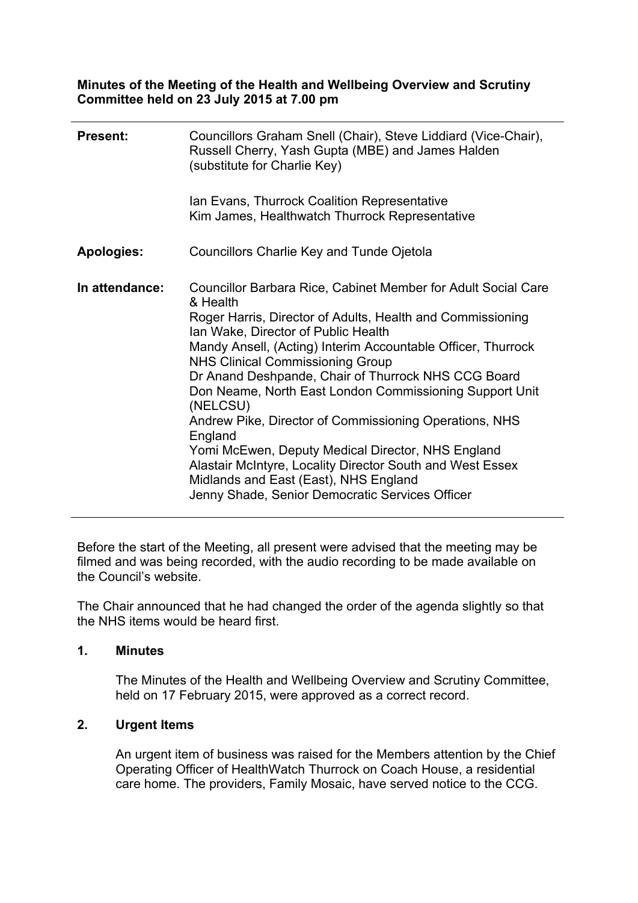**Minutes of the Meeting of the Health and Wellbeing Overview and Scrutiny Committee held on 23 July 2015 at 7.00 pm**

| | |
|---|---|
| **Present:** | Councillors Graham Snell (Chair), Steve Liddiard (Vice-Chair), Russell Cherry, Yash Gupta (MBE) and James Halden (substitute for Charlie Key)<br><br>Ian Evans, Thurrock Coalition Representative<br>Kim James, Healthwatch Thurrock Representative |
| **Apologies:** | Councillors Charlie Key and Tunde Ojetola |
| **In attendance:** | Councillor Barbara Rice, Cabinet Member for Adult Social Care & Health<br>Roger Harris, Director of Adults, Health and Commissioning<br>Ian Wake, Director of Public Health<br>Mandy Ansell, (Acting) Interim Accountable Officer, Thurrock NHS Clinical Commissioning Group<br>Dr Anand Deshpande, Chair of Thurrock NHS CCG Board<br>Don Neame, North East London Commissioning Support Unit (NELCSU)<br>Andrew Pike, Director of Commissioning Operations, NHS England<br>Yomi McEwen, Deputy Medical Director, NHS England<br>Alastair McIntyre, Locality Director South and West Essex Midlands and East (East), NHS England<br>Jenny Shade, Senior Democratic Services Officer |

Before the start of the Meeting, all present were advised that the meeting may be filmed and was being recorded, with the audio recording to be made available on the Council's website.

The Chair announced that he had changed the order of the agenda slightly so that the NHS items would be heard first.

## 1. Minutes

The Minutes of the Health and Wellbeing Overview and Scrutiny Committee, held on 17 February 2015, were approved as a correct record.

## 2. Urgent Items

An urgent item of business was raised for the Members attention by the Chief Operating Officer of HealthWatch Thurrock on Coach House, a residential care home. The providers, Family Mosaic, have served notice to the CCG.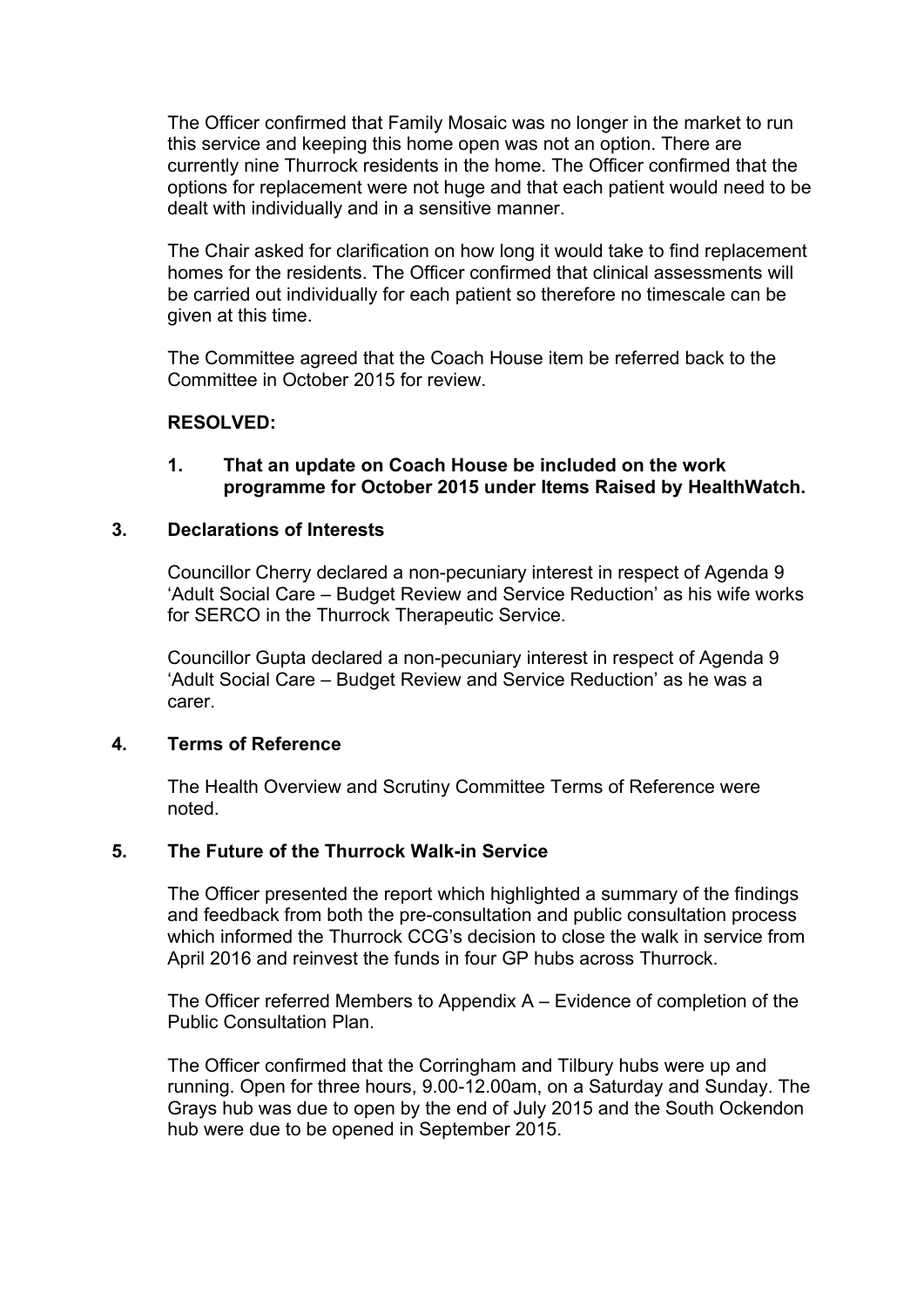The Officer confirmed that Family Mosaic was no longer in the market to run this service and keeping this home open was not an option. There are currently nine Thurrock residents in the home. The Officer confirmed that the options for replacement were not huge and that each patient would need to be dealt with individually and in a sensitive manner.

The Chair asked for clarification on how long it would take to find replacement homes for the residents. The Officer confirmed that clinical assessments will be carried out individually for each patient so therefore no timescale can be given at this time.

The Committee agreed that the Coach House item be referred back to the Committee in October 2015 for review.

**RESOLVED:**

**1. That an update on Coach House be included on the work programme for October 2015 under Items Raised by HealthWatch.**

## 3. Declarations of Interests

Councillor Cherry declared a non-pecuniary interest in respect of Agenda 9 'Adult Social Care – Budget Review and Service Reduction' as his wife works for SERCO in the Thurrock Therapeutic Service.

Councillor Gupta declared a non-pecuniary interest in respect of Agenda 9 'Adult Social Care – Budget Review and Service Reduction' as he was a carer.

## 4. Terms of Reference

The Health Overview and Scrutiny Committee Terms of Reference were noted.

## 5. The Future of the Thurrock Walk-in Service

The Officer presented the report which highlighted a summary of the findings and feedback from both the pre-consultation and public consultation process which informed the Thurrock CCG's decision to close the walk in service from April 2016 and reinvest the funds in four GP hubs across Thurrock.

The Officer referred Members to Appendix A – Evidence of completion of the Public Consultation Plan.

The Officer confirmed that the Corringham and Tilbury hubs were up and running. Open for three hours, 9.00-12.00am, on a Saturday and Sunday. The Grays hub was due to open by the end of July 2015 and the South Ockendon hub were due to be opened in September 2015.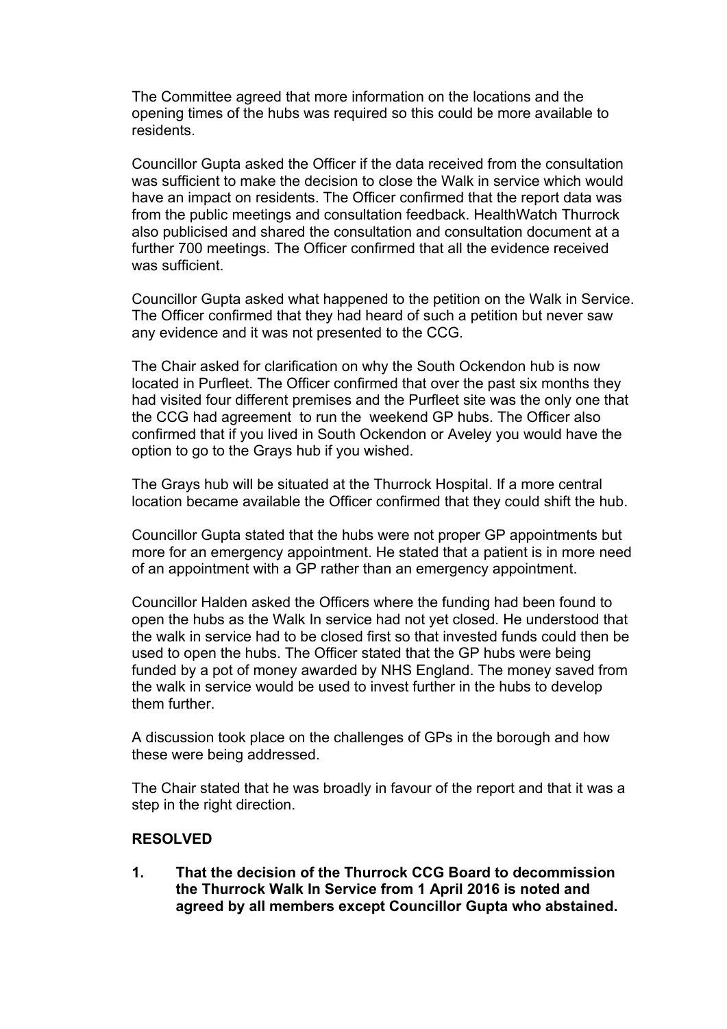The Committee agreed that more information on the locations and the opening times of the hubs was required so this could be more available to residents.

Councillor Gupta asked the Officer if the data received from the consultation was sufficient to make the decision to close the Walk in service which would have an impact on residents. The Officer confirmed that the report data was from the public meetings and consultation feedback. HealthWatch Thurrock also publicised and shared the consultation and consultation document at a further 700 meetings. The Officer confirmed that all the evidence received was sufficient.

Councillor Gupta asked what happened to the petition on the Walk in Service. The Officer confirmed that they had heard of such a petition but never saw any evidence and it was not presented to the CCG.

The Chair asked for clarification on why the South Ockendon hub is now located in Purfleet. The Officer confirmed that over the past six months they had visited four different premises and the Purfleet site was the only one that the CCG had agreement to run the weekend GP hubs. The Officer also confirmed that if you lived in South Ockendon or Aveley you would have the option to go to the Grays hub if you wished.

The Grays hub will be situated at the Thurrock Hospital. If a more central location became available the Officer confirmed that they could shift the hub.

Councillor Gupta stated that the hubs were not proper GP appointments but more for an emergency appointment. He stated that a patient is in more need of an appointment with a GP rather than an emergency appointment.

Councillor Halden asked the Officers where the funding had been found to open the hubs as the Walk In service had not yet closed. He understood that the walk in service had to be closed first so that invested funds could then be used to open the hubs. The Officer stated that the GP hubs were being funded by a pot of money awarded by NHS England. The money saved from the walk in service would be used to invest further in the hubs to develop them further.

A discussion took place on the challenges of GPs in the borough and how these were being addressed.

The Chair stated that he was broadly in favour of the report and that it was a step in the right direction.

**RESOLVED**

**1. That the decision of the Thurrock CCG Board to decommission the Thurrock Walk In Service from 1 April 2016 is noted and agreed by all members except Councillor Gupta who abstained.**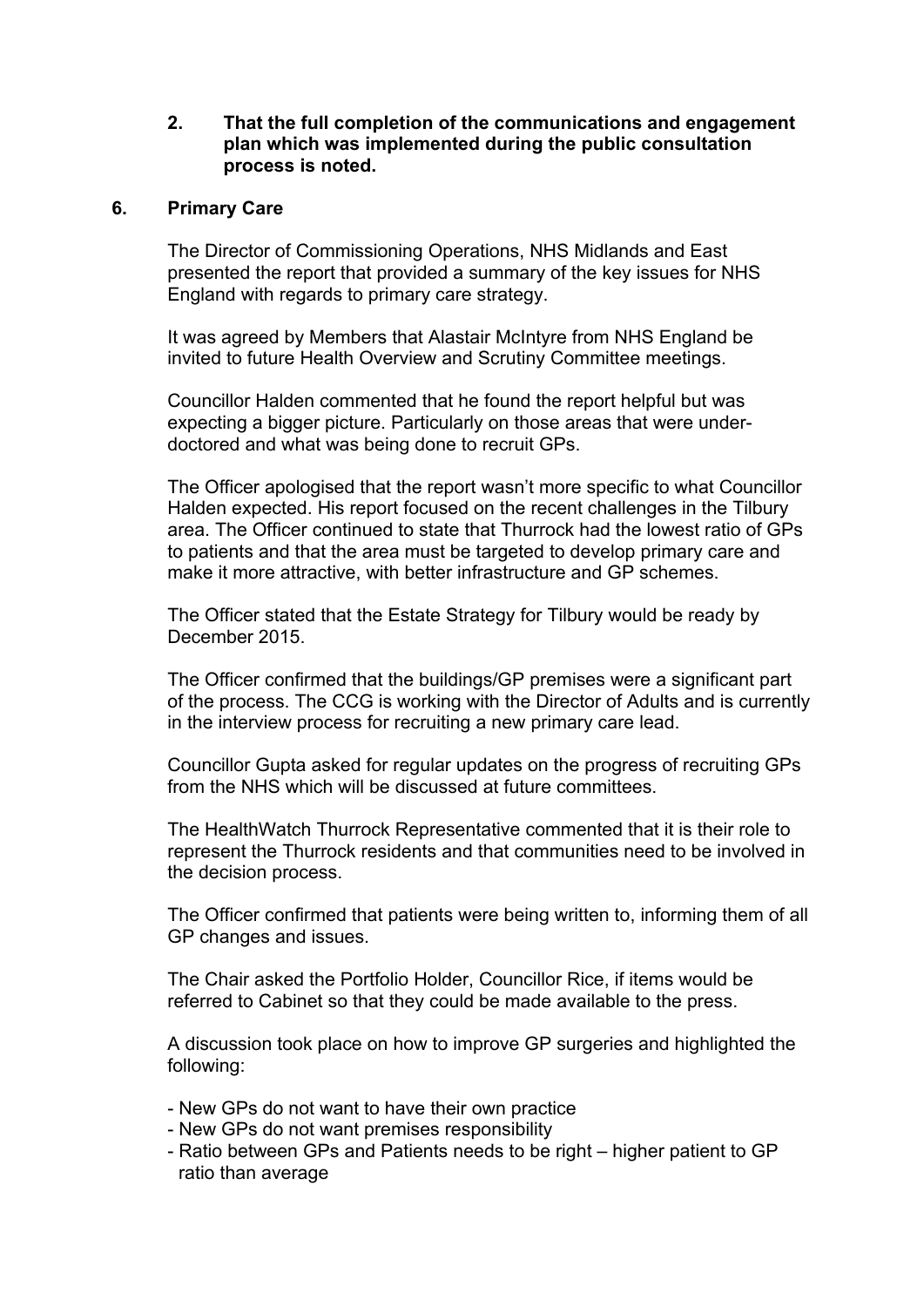**2. That the full completion of the communications and engagement plan which was implemented during the public consultation process is noted.**

## 6. Primary Care

The Director of Commissioning Operations, NHS Midlands and East presented the report that provided a summary of the key issues for NHS England with regards to primary care strategy.

It was agreed by Members that Alastair McIntyre from NHS England be invited to future Health Overview and Scrutiny Committee meetings.

Councillor Halden commented that he found the report helpful but was expecting a bigger picture. Particularly on those areas that were under-doctored and what was being done to recruit GPs.

The Officer apologised that the report wasn't more specific to what Councillor Halden expected. His report focused on the recent challenges in the Tilbury area. The Officer continued to state that Thurrock had the lowest ratio of GPs to patients and that the area must be targeted to develop primary care and make it more attractive, with better infrastructure and GP schemes.

The Officer stated that the Estate Strategy for Tilbury would be ready by December 2015.

The Officer confirmed that the buildings/GP premises were a significant part of the process. The CCG is working with the Director of Adults and is currently in the interview process for recruiting a new primary care lead.

Councillor Gupta asked for regular updates on the progress of recruiting GPs from the NHS which will be discussed at future committees.

The HealthWatch Thurrock Representative commented that it is their role to represent the Thurrock residents and that communities need to be involved in the decision process.

The Officer confirmed that patients were being written to, informing them of all GP changes and issues.

The Chair asked the Portfolio Holder, Councillor Rice, if items would be referred to Cabinet so that they could be made available to the press.

A discussion took place on how to improve GP surgeries and highlighted the following:

- New GPs do not want to have their own practice
- New GPs do not want premises responsibility
- Ratio between GPs and Patients needs to be right – higher patient to GP ratio than average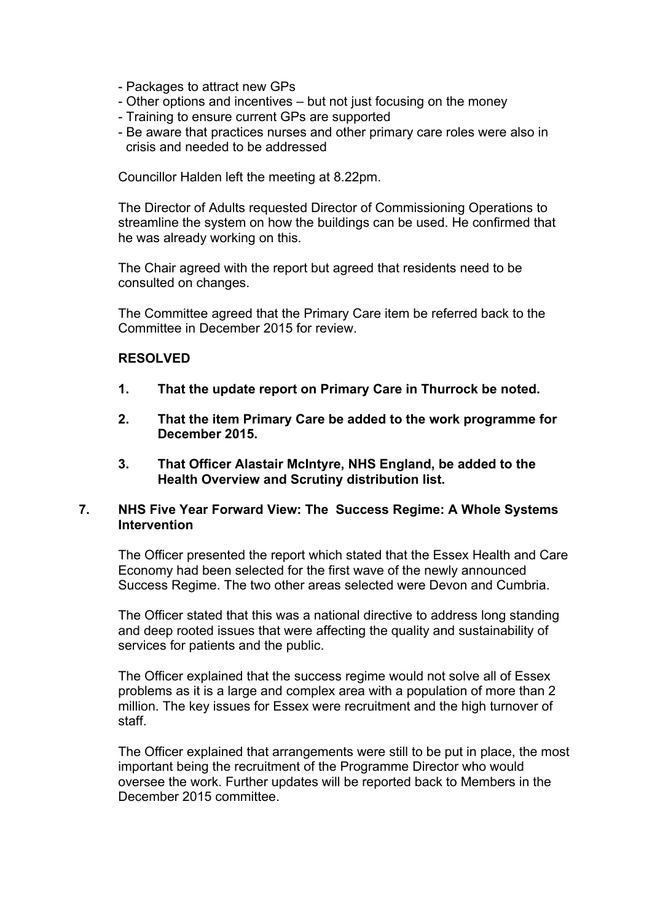- Packages to attract new GPs
- Other options and incentives – but not just focusing on the money
- Training to ensure current GPs are supported
- Be aware that practices nurses and other primary care roles were also in crisis and needed to be addressed

Councillor Halden left the meeting at 8.22pm.

The Director of Adults requested Director of Commissioning Operations to streamline the system on how the buildings can be used. He confirmed that he was already working on this.

The Chair agreed with the report but agreed that residents need to be consulted on changes.

The Committee agreed that the Primary Care item be referred back to the Committee in December 2015 for review.

**RESOLVED**

1. **That the update report on Primary Care in Thurrock be noted.**

2. **That the item Primary Care be added to the work programme for December 2015.**

3. **That Officer Alastair McIntyre, NHS England, be added to the Health Overview and Scrutiny distribution list.**

## 7. NHS Five Year Forward View: The Success Regime: A Whole Systems Intervention

The Officer presented the report which stated that the Essex Health and Care Economy had been selected for the first wave of the newly announced Success Regime. The two other areas selected were Devon and Cumbria.

The Officer stated that this was a national directive to address long standing and deep rooted issues that were affecting the quality and sustainability of services for patients and the public.

The Officer explained that the success regime would not solve all of Essex problems as it is a large and complex area with a population of more than 2 million. The key issues for Essex were recruitment and the high turnover of staff.

The Officer explained that arrangements were still to be put in place, the most important being the recruitment of the Programme Director who would oversee the work. Further updates will be reported back to Members in the December 2015 committee.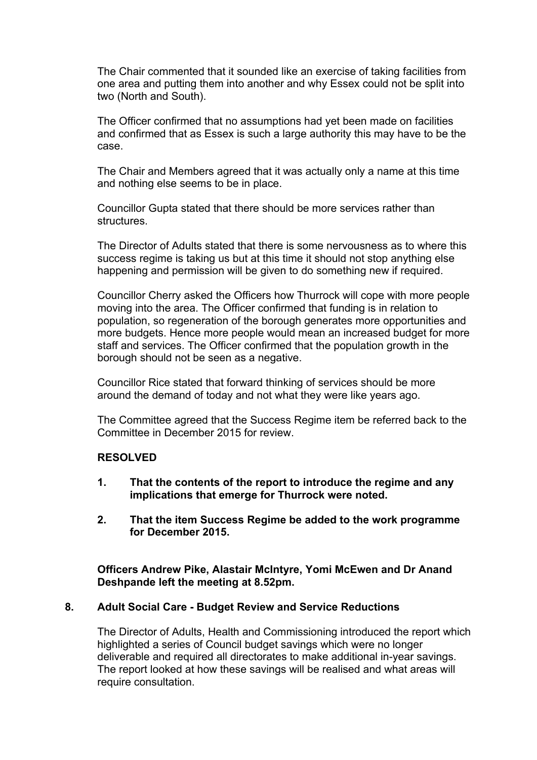The Chair commented that it sounded like an exercise of taking facilities from one area and putting them into another and why Essex could not be split into two (North and South).

The Officer confirmed that no assumptions had yet been made on facilities and confirmed that as Essex is such a large authority this may have to be the case.

The Chair and Members agreed that it was actually only a name at this time and nothing else seems to be in place.

Councillor Gupta stated that there should be more services rather than structures.

The Director of Adults stated that there is some nervousness as to where this success regime is taking us but at this time it should not stop anything else happening and permission will be given to do something new if required.

Councillor Cherry asked the Officers how Thurrock will cope with more people moving into the area. The Officer confirmed that funding is in relation to population, so regeneration of the borough generates more opportunities and more budgets. Hence more people would mean an increased budget for more staff and services. The Officer confirmed that the population growth in the borough should not be seen as a negative.

Councillor Rice stated that forward thinking of services should be more around the demand of today and not what they were like years ago.

The Committee agreed that the Success Regime item be referred back to the Committee in December 2015 for review.

**RESOLVED**

1. **That the contents of the report to introduce the regime and any implications that emerge for Thurrock were noted.**

2. **That the item Success Regime be added to the work programme for December 2015.**

**Officers Andrew Pike, Alastair McIntyre, Yomi McEwen and Dr Anand Deshpande left the meeting at 8.52pm.**

## 8. Adult Social Care - Budget Review and Service Reductions

The Director of Adults, Health and Commissioning introduced the report which highlighted a series of Council budget savings which were no longer deliverable and required all directorates to make additional in-year savings. The report looked at how these savings will be realised and what areas will require consultation.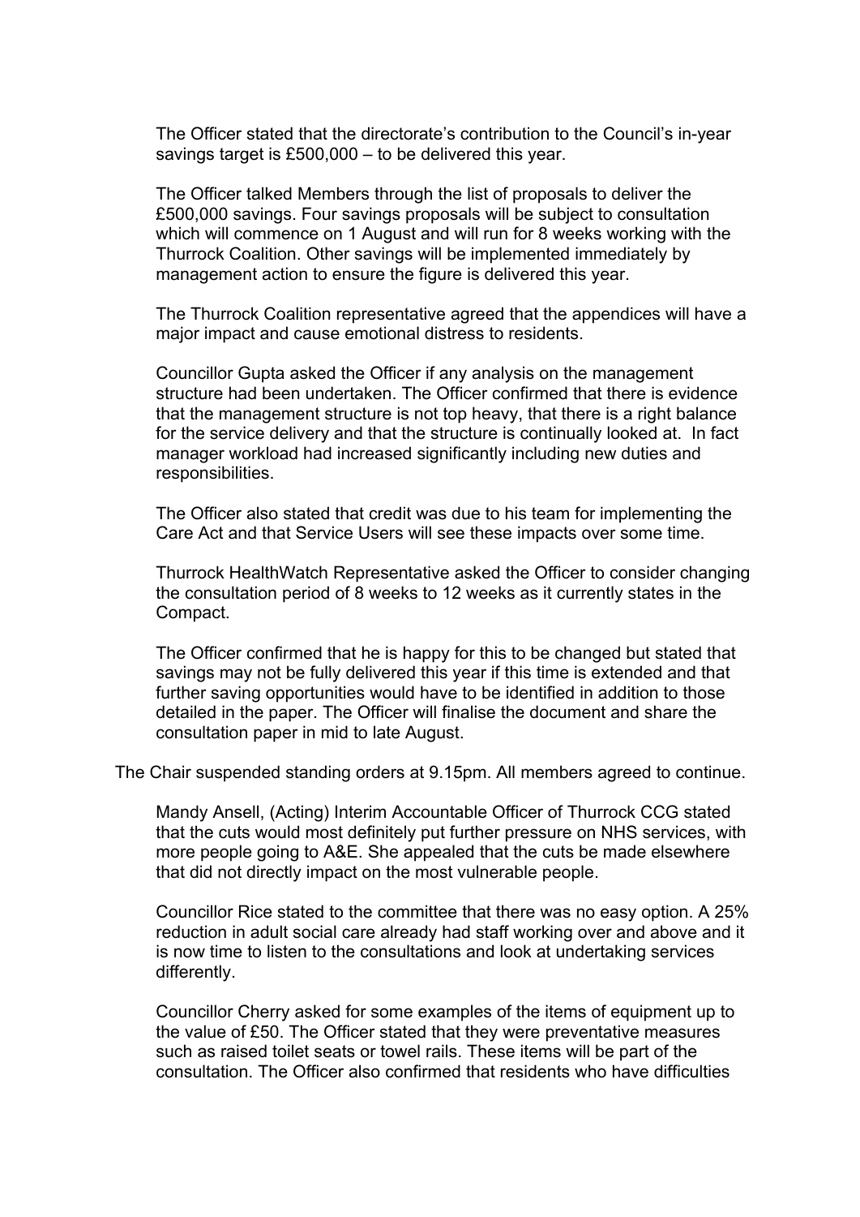The Officer stated that the directorate's contribution to the Council's in-year savings target is £500,000 – to be delivered this year.

The Officer talked Members through the list of proposals to deliver the £500,000 savings. Four savings proposals will be subject to consultation which will commence on 1 August and will run for 8 weeks working with the Thurrock Coalition. Other savings will be implemented immediately by management action to ensure the figure is delivered this year.

The Thurrock Coalition representative agreed that the appendices will have a major impact and cause emotional distress to residents.

Councillor Gupta asked the Officer if any analysis on the management structure had been undertaken. The Officer confirmed that there is evidence that the management structure is not top heavy, that there is a right balance for the service delivery and that the structure is continually looked at. In fact manager workload had increased significantly including new duties and responsibilities.

The Officer also stated that credit was due to his team for implementing the Care Act and that Service Users will see these impacts over some time.

Thurrock HealthWatch Representative asked the Officer to consider changing the consultation period of 8 weeks to 12 weeks as it currently states in the Compact.

The Officer confirmed that he is happy for this to be changed but stated that savings may not be fully delivered this year if this time is extended and that further saving opportunities would have to be identified in addition to those detailed in the paper. The Officer will finalise the document and share the consultation paper in mid to late August.

The Chair suspended standing orders at 9.15pm. All members agreed to continue.

Mandy Ansell, (Acting) Interim Accountable Officer of Thurrock CCG stated that the cuts would most definitely put further pressure on NHS services, with more people going to A&E. She appealed that the cuts be made elsewhere that did not directly impact on the most vulnerable people.

Councillor Rice stated to the committee that there was no easy option. A 25% reduction in adult social care already had staff working over and above and it is now time to listen to the consultations and look at undertaking services differently.

Councillor Cherry asked for some examples of the items of equipment up to the value of £50. The Officer stated that they were preventative measures such as raised toilet seats or towel rails. These items will be part of the consultation. The Officer also confirmed that residents who have difficulties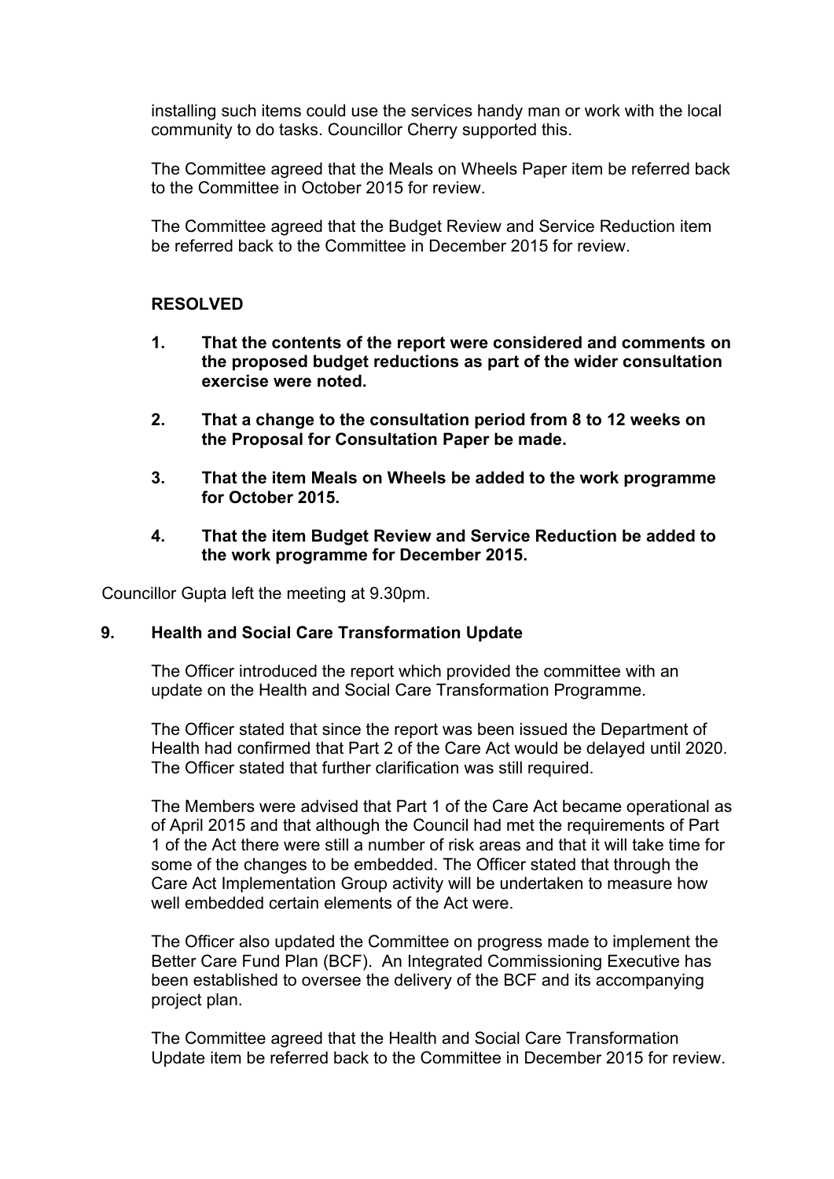installing such items could use the services handy man or work with the local community to do tasks. Councillor Cherry supported this.

The Committee agreed that the Meals on Wheels Paper item be referred back to the Committee in October 2015 for review.

The Committee agreed that the Budget Review and Service Reduction item be referred back to the Committee in December 2015 for review.

**RESOLVED**

1. **That the contents of the report were considered and comments on the proposed budget reductions as part of the wider consultation exercise were noted.**

2. **That a change to the consultation period from 8 to 12 weeks on the Proposal for Consultation Paper be made.**

3. **That the item Meals on Wheels be added to the work programme for October 2015.**

4. **That the item Budget Review and Service Reduction be added to the work programme for December 2015.**

Councillor Gupta left the meeting at 9.30pm.

**9. Health and Social Care Transformation Update**

The Officer introduced the report which provided the committee with an update on the Health and Social Care Transformation Programme.

The Officer stated that since the report was been issued the Department of Health had confirmed that Part 2 of the Care Act would be delayed until 2020. The Officer stated that further clarification was still required.

The Members were advised that Part 1 of the Care Act became operational as of April 2015 and that although the Council had met the requirements of Part 1 of the Act there were still a number of risk areas and that it will take time for some of the changes to be embedded. The Officer stated that through the Care Act Implementation Group activity will be undertaken to measure how well embedded certain elements of the Act were.

The Officer also updated the Committee on progress made to implement the Better Care Fund Plan (BCF). An Integrated Commissioning Executive has been established to oversee the delivery of the BCF and its accompanying project plan.

The Committee agreed that the Health and Social Care Transformation Update item be referred back to the Committee in December 2015 for review.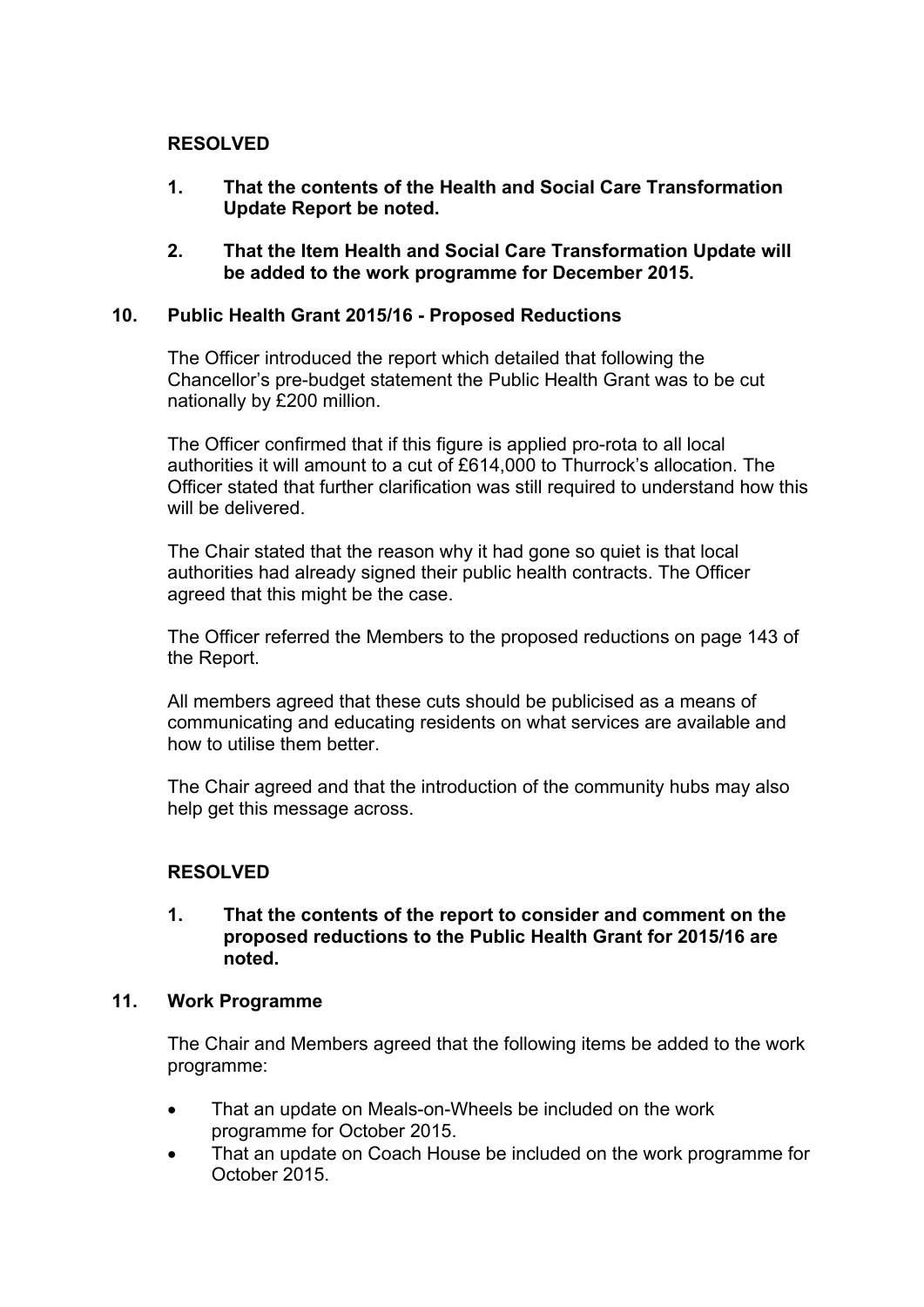**RESOLVED**

1. **That the contents of the Health and Social Care Transformation Update Report be noted.**

2. **That the Item Health and Social Care Transformation Update will be added to the work programme for December 2015.**

## 10. Public Health Grant 2015/16 - Proposed Reductions

The Officer introduced the report which detailed that following the Chancellor's pre-budget statement the Public Health Grant was to be cut nationally by £200 million.

The Officer confirmed that if this figure is applied pro-rota to all local authorities it will amount to a cut of £614,000 to Thurrock's allocation. The Officer stated that further clarification was still required to understand how this will be delivered.

The Chair stated that the reason why it had gone so quiet is that local authorities had already signed their public health contracts. The Officer agreed that this might be the case.

The Officer referred the Members to the proposed reductions on page 143 of the Report.

All members agreed that these cuts should be publicised as a means of communicating and educating residents on what services are available and how to utilise them better.

The Chair agreed and that the introduction of the community hubs may also help get this message across.

**RESOLVED**

1. **That the contents of the report to consider and comment on the proposed reductions to the Public Health Grant for 2015/16 are noted.**

## 11. Work Programme

The Chair and Members agreed that the following items be added to the work programme:

- That an update on Meals-on-Wheels be included on the work programme for October 2015.
- That an update on Coach House be included on the work programme for October 2015.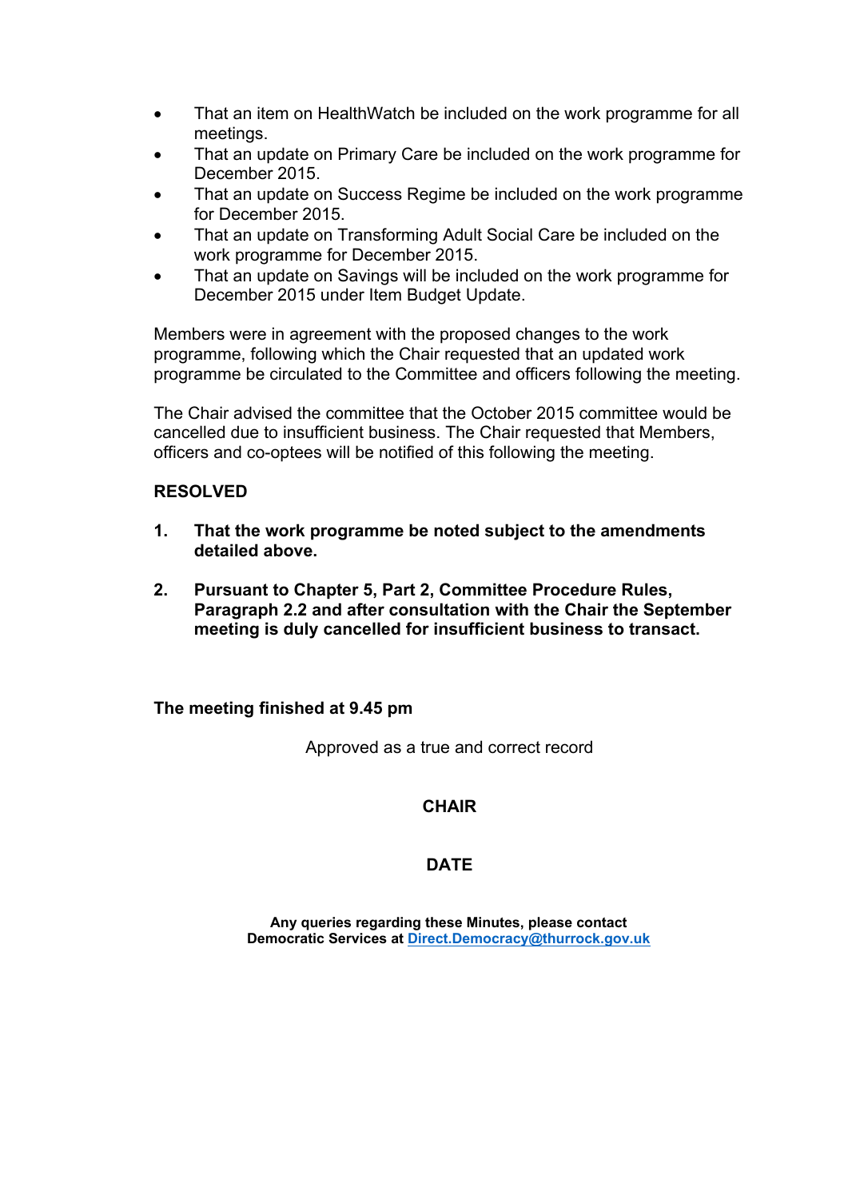- That an item on HealthWatch be included on the work programme for all meetings.
- That an update on Primary Care be included on the work programme for December 2015.
- That an update on Success Regime be included on the work programme for December 2015.
- That an update on Transforming Adult Social Care be included on the work programme for December 2015.
- That an update on Savings will be included on the work programme for December 2015 under Item Budget Update.

Members were in agreement with the proposed changes to the work programme, following which the Chair requested that an updated work programme be circulated to the Committee and officers following the meeting.

The Chair advised the committee that the October 2015 committee would be cancelled due to insufficient business. The Chair requested that Members, officers and co-optees will be notified of this following the meeting.

**RESOLVED**

1. **That the work programme be noted subject to the amendments detailed above.**

2. **Pursuant to Chapter 5, Part 2, Committee Procedure Rules, Paragraph 2.2 and after consultation with the Chair the September meeting is duly cancelled for insufficient business to transact.**

**The meeting finished at 9.45 pm**

Approved as a true and correct record

**CHAIR**

**DATE**

**Any queries regarding these Minutes, please contact Democratic Services at Direct.Democracy@thurrock.gov.uk**